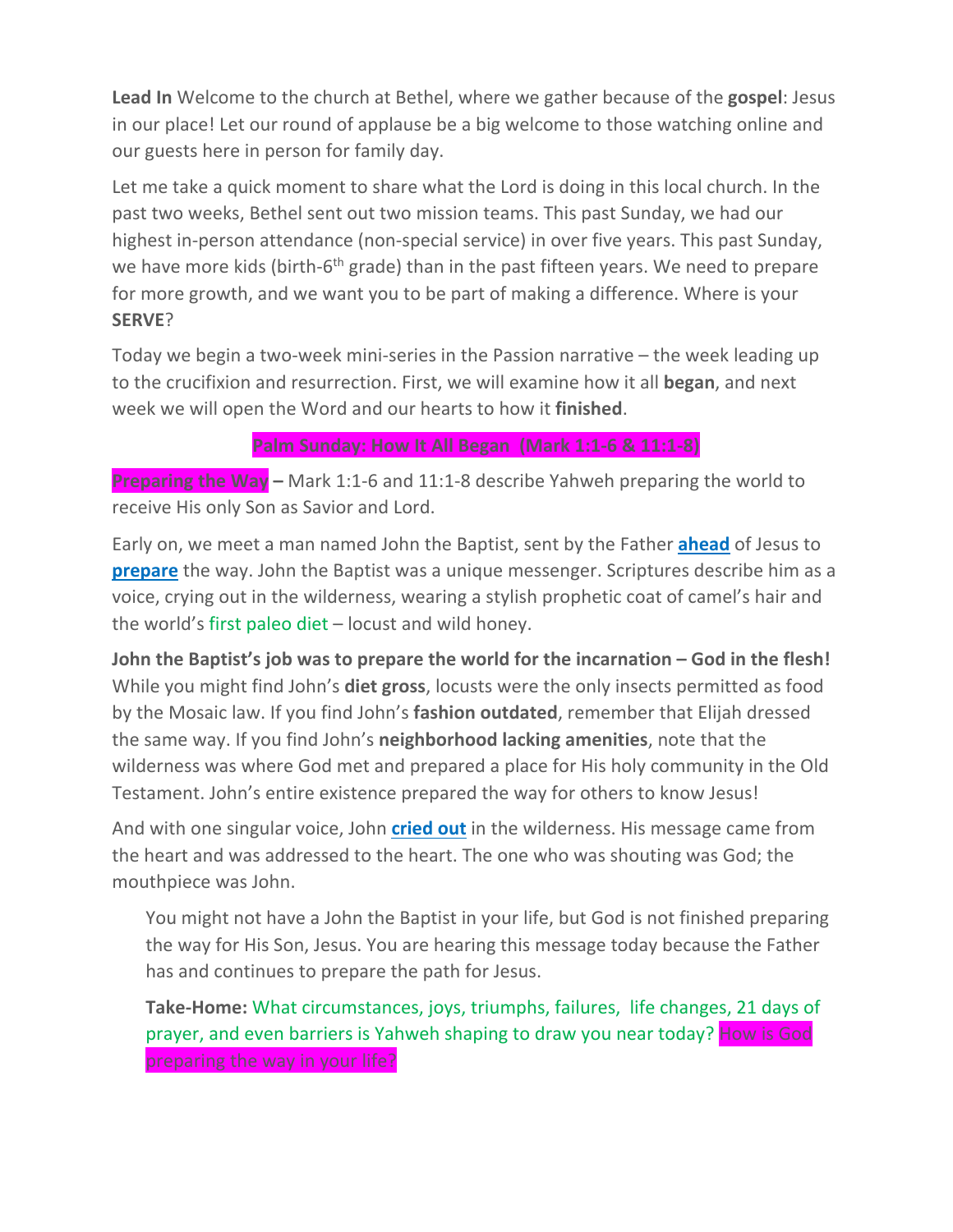**Lead In** Welcome to the church at Bethel, where we gather because of the **gospel**: Jesus in our place! Let our round of applause be a big welcome to those watching online and our guests here in person for family day.

Let me take a quick moment to share what the Lord is doing in this local church. In the past two weeks, Bethel sent out two mission teams. This past Sunday, we had our highest in-person attendance (non-special service) in over five years. This past Sunday, we have more kids (birth-6th grade) than in the past fifteen years. We need to prepare for more growth, and we want you to be part of making a difference. Where is your **SERVE**?

Today we begin a two-week mini-series in the Passion narrative – the week leading up to the crucifixion and resurrection. First, we will examine how it all **began**, and next week we will open the Word and our hearts to how it **finished**.

## Palm Sunday: How It All Began (Mark 1:1-6 & 11:1-8)

**Preparing the Way –** Mark 1:1-6 and 11:1-8 describe Yahweh preparing the world to receive His only Son as Savior and Lord.

Early on, we meet a man named John the Baptist, sent by the Father **ahead** of Jesus to **prepare** the way. John the Baptist was a unique messenger. Scriptures describe him as a voice, crying out in the wilderness, wearing a stylish prophetic coat of camel's hair and the world's first paleo diet – locust and wild honey.

**John the Baptist's job was to prepare the world for the incarnation – God in the flesh!** While you might find John's **diet gross**, locusts were the only insects permitted as food by the Mosaic law. If you find John's **fashion outdated**, remember that Elijah dressed the same way. If you find John's **neighborhood lacking amenities**, note that the wilderness was where God met and prepared a place for His holy community in the Old Testament. John's entire existence prepared the way for others to know Jesus!

And with one singular voice, John **cried out** in the wilderness. His message came from the heart and was addressed to the heart. The one who was shouting was God; the mouthpiece was John.

> You might not have a John the Baptist in your life, but God is not finished preparing the way for His Son, Jesus. You are hearing this message today because the Father has and continues to prepare the path for Jesus.
>
> **Take-Home:** What circumstances, joys, triumphs, failures, life changes, 21 days of prayer, and even barriers is Yahweh shaping to draw you near today? How is God preparing the way in your life?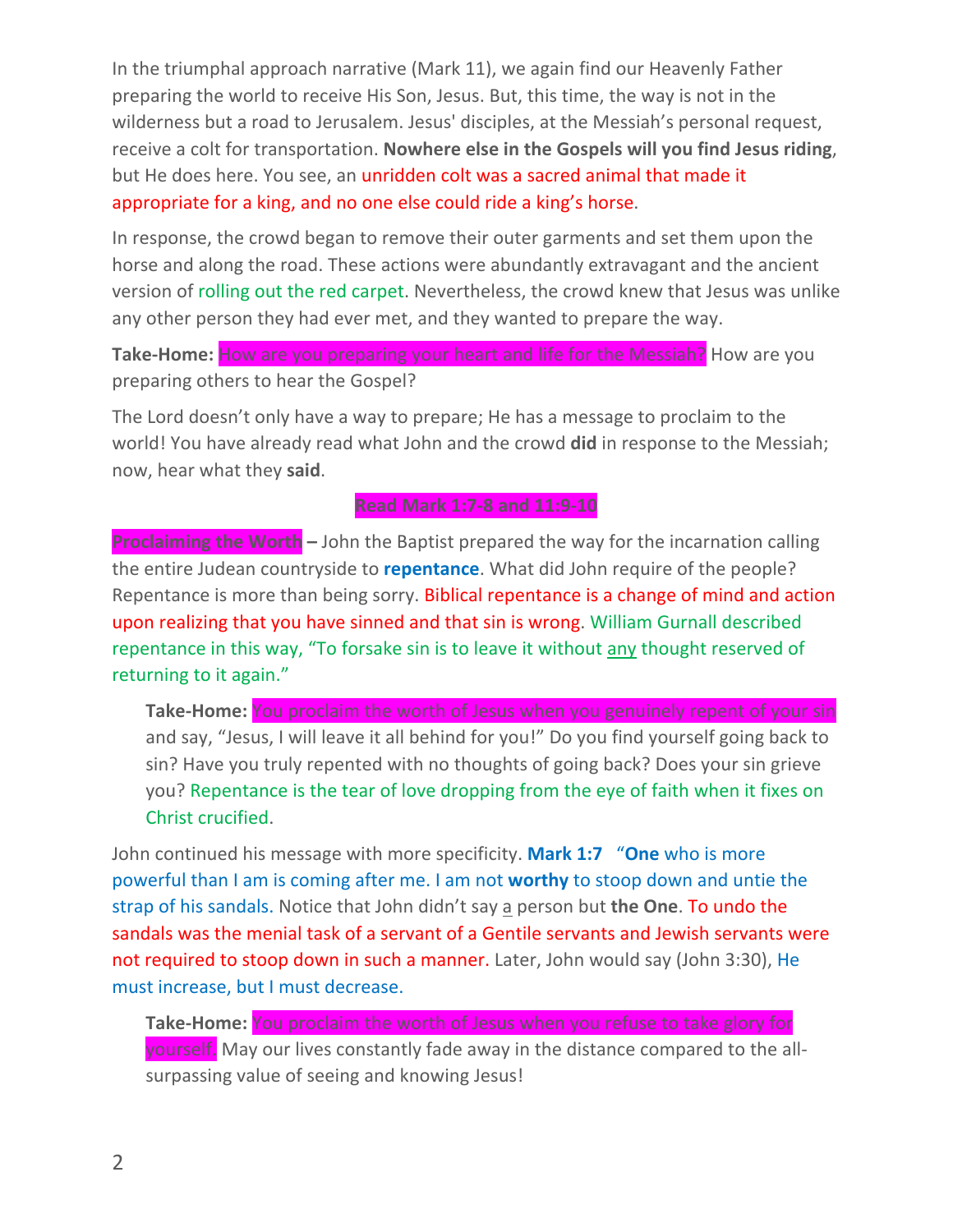In the triumphal approach narrative (Mark 11), we again find our Heavenly Father preparing the world to receive His Son, Jesus. But, this time, the way is not in the wilderness but a road to Jerusalem. Jesus' disciples, at the Messiah's personal request, receive a colt for transportation. **Nowhere else in the Gospels will you find Jesus riding**, but He does here. You see, an unridden colt was a sacred animal that made it appropriate for a king, and no one else could ride a king's horse.

In response, the crowd began to remove their outer garments and set them upon the horse and along the road. These actions were abundantly extravagant and the ancient version of rolling out the red carpet. Nevertheless, the crowd knew that Jesus was unlike any other person they had ever met, and they wanted to prepare the way.

**Take-Home:** How are you preparing your heart and life for the Messiah? How are you preparing others to hear the Gospel?

The Lord doesn't only have a way to prepare; He has a message to proclaim to the world! You have already read what John and the crowd **did** in response to the Messiah; now, hear what they **said**.

**Read Mark 1:7-8 and 11:9-10**

**Proclaiming the Worth –** John the Baptist prepared the way for the incarnation calling the entire Judean countryside to **repentance**. What did John require of the people? Repentance is more than being sorry. Biblical repentance is a change of mind and action upon realizing that you have sinned and that sin is wrong. William Gurnall described repentance in this way, "To forsake sin is to leave it without <u>any</u> thought reserved of returning to it again."

> **Take-Home:** You proclaim the worth of Jesus when you genuinely repent of your sin and say, "Jesus, I will leave it all behind for you!" Do you find yourself going back to sin? Have you truly repented with no thoughts of going back? Does your sin grieve you? Repentance is the tear of love dropping from the eye of faith when it fixes on Christ crucified.

John continued his message with more specificity. **Mark 1:7** "**One** who is more powerful than I am is coming after me. I am not **worthy** to stoop down and untie the strap of his sandals. Notice that John didn't say <u>a</u> person but **the One**. To undo the sandals was the menial task of a servant of a Gentile servants and Jewish servants were not required to stoop down in such a manner. Later, John would say (John 3:30), He must increase, but I must decrease.

> **Take-Home:** You proclaim the worth of Jesus when you refuse to take glory for yourself. May our lives constantly fade away in the distance compared to the all-surpassing value of seeing and knowing Jesus!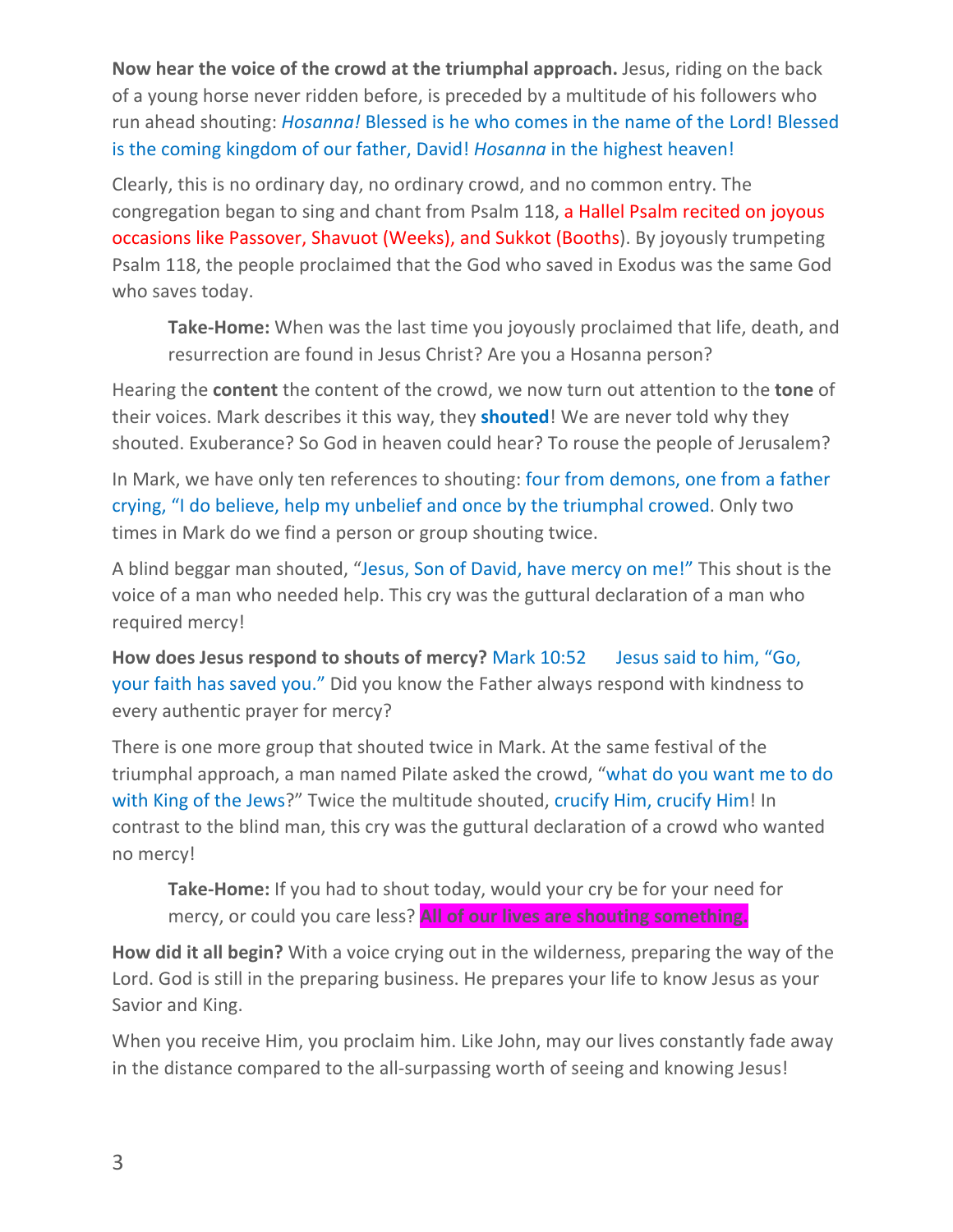**Now hear the voice of the crowd at the triumphal approach.** Jesus, riding on the back of a young horse never ridden before, is preceded by a multitude of his followers who run ahead shouting: *Hosanna!* Blessed is he who comes in the name of the Lord! Blessed is the coming kingdom of our father, David! *Hosanna* in the highest heaven!

Clearly, this is no ordinary day, no ordinary crowd, and no common entry. The congregation began to sing and chant from Psalm 118, a Hallel Psalm recited on joyous occasions like Passover, Shavuot (Weeks), and Sukkot (Booths). By joyously trumpeting Psalm 118, the people proclaimed that the God who saved in Exodus was the same God who saves today.

> **Take-Home:** When was the last time you joyously proclaimed that life, death, and resurrection are found in Jesus Christ? Are you a Hosanna person?

Hearing the **content** the content of the crowd, we now turn out attention to the **tone** of their voices. Mark describes it this way, they **shouted**! We are never told why they shouted. Exuberance? So God in heaven could hear? To rouse the people of Jerusalem?

In Mark, we have only ten references to shouting: four from demons, one from a father crying, "I do believe, help my unbelief and once by the triumphal crowed. Only two times in Mark do we find a person or group shouting twice.

A blind beggar man shouted, "Jesus, Son of David, have mercy on me!" This shout is the voice of a man who needed help. This cry was the guttural declaration of a man who required mercy!

**How does Jesus respond to shouts of mercy?** Mark 10:52 Jesus said to him, "Go, your faith has saved you." Did you know the Father always respond with kindness to every authentic prayer for mercy?

There is one more group that shouted twice in Mark. At the same festival of the triumphal approach, a man named Pilate asked the crowd, "what do you want me to do with King of the Jews?" Twice the multitude shouted, crucify Him, crucify Him! In contrast to the blind man, this cry was the guttural declaration of a crowd who wanted no mercy!

> **Take-Home:** If you had to shout today, would your cry be for your need for mercy, or could you care less? **All of our lives are shouting something.**

**How did it all begin?** With a voice crying out in the wilderness, preparing the way of the Lord. God is still in the preparing business. He prepares your life to know Jesus as your Savior and King.

When you receive Him, you proclaim him. Like John, may our lives constantly fade away in the distance compared to the all-surpassing worth of seeing and knowing Jesus!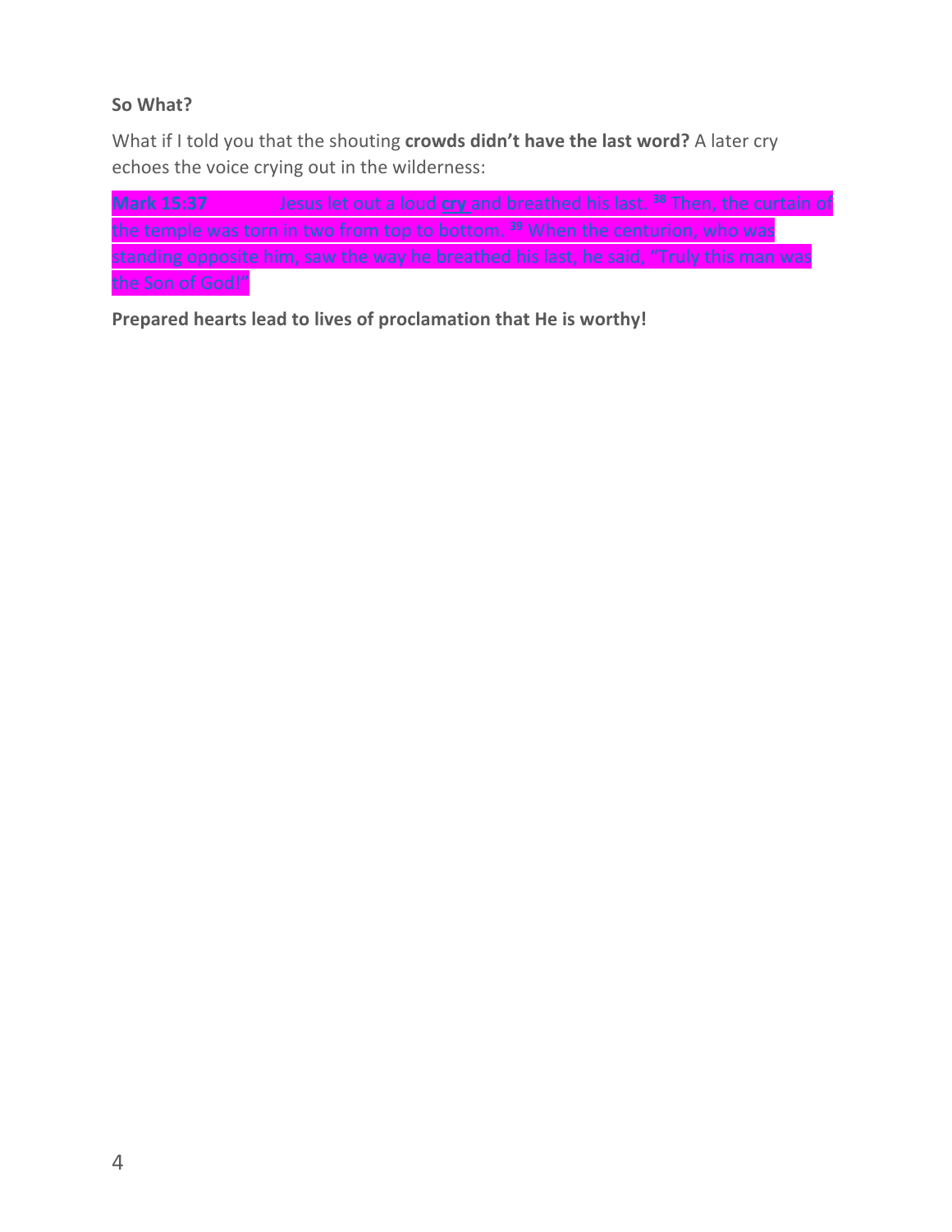**So What?**

What if I told you that the shouting **crowds didn't have the last word?** A later cry echoes the voice crying out in the wilderness:

**Mark 15:37** Jesus let out a loud **cry** and breathed his last. [38] Then, the curtain of the temple was torn in two from top to bottom. [39] When the centurion, who was standing opposite him, saw the way he breathed his last, he said, "Truly this man was the Son of God!"

**Prepared hearts lead to lives of proclamation that He is worthy!**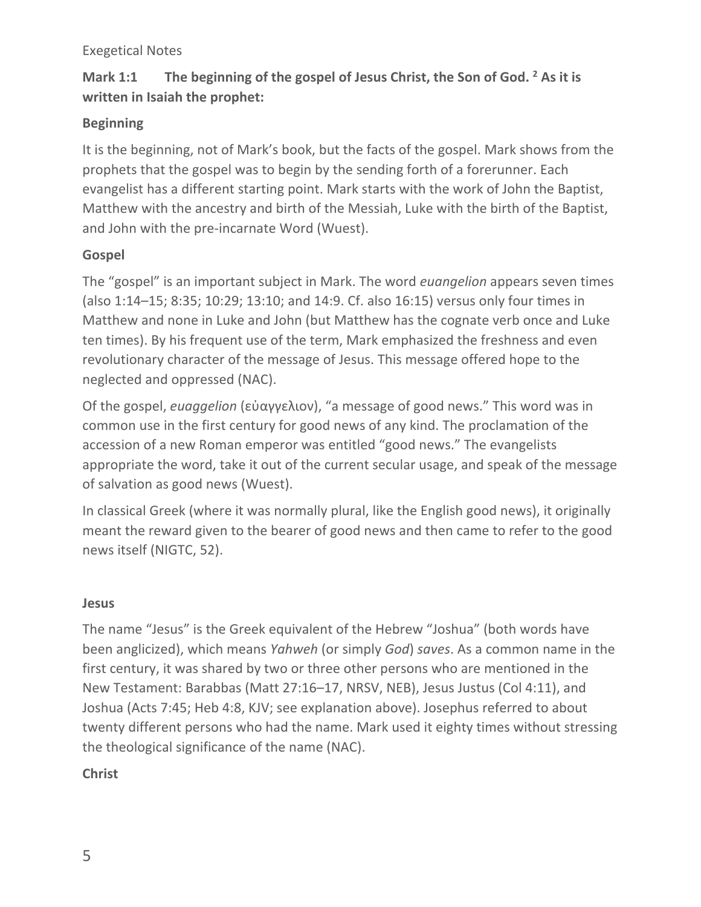Exegetical Notes

**Mark 1:1 The beginning of the gospel of Jesus Christ, the Son of God. [2] As it is written in Isaiah the prophet:**

**Beginning**

It is the beginning, not of Mark's book, but the facts of the gospel. Mark shows from the prophets that the gospel was to begin by the sending forth of a forerunner. Each evangelist has a different starting point. Mark starts with the work of John the Baptist, Matthew with the ancestry and birth of the Messiah, Luke with the birth of the Baptist, and John with the pre-incarnate Word (Wuest).

**Gospel**

The "gospel" is an important subject in Mark. The word *euangelion* appears seven times (also 1:14–15; 8:35; 10:29; 13:10; and 14:9. Cf. also 16:15) versus only four times in Matthew and none in Luke and John (but Matthew has the cognate verb once and Luke ten times). By his frequent use of the term, Mark emphasized the freshness and even revolutionary character of the message of Jesus. This message offered hope to the neglected and oppressed (NAC).

Of the gospel, *euaggelion* (εὐαγγελιον), "a message of good news." This word was in common use in the first century for good news of any kind. The proclamation of the accession of a new Roman emperor was entitled "good news." The evangelists appropriate the word, take it out of the current secular usage, and speak of the message of salvation as good news (Wuest).

In classical Greek (where it was normally plural, like the English good news), it originally meant the reward given to the bearer of good news and then came to refer to the good news itself (NIGTC, 52).

**Jesus**

The name "Jesus" is the Greek equivalent of the Hebrew "Joshua" (both words have been anglicized), which means *Yahweh* (or simply *God*) *saves*. As a common name in the first century, it was shared by two or three other persons who are mentioned in the New Testament: Barabbas (Matt 27:16–17, NRSV, NEB), Jesus Justus (Col 4:11), and Joshua (Acts 7:45; Heb 4:8, KJV; see explanation above). Josephus referred to about twenty different persons who had the name. Mark used it eighty times without stressing the theological significance of the name (NAC).

**Christ**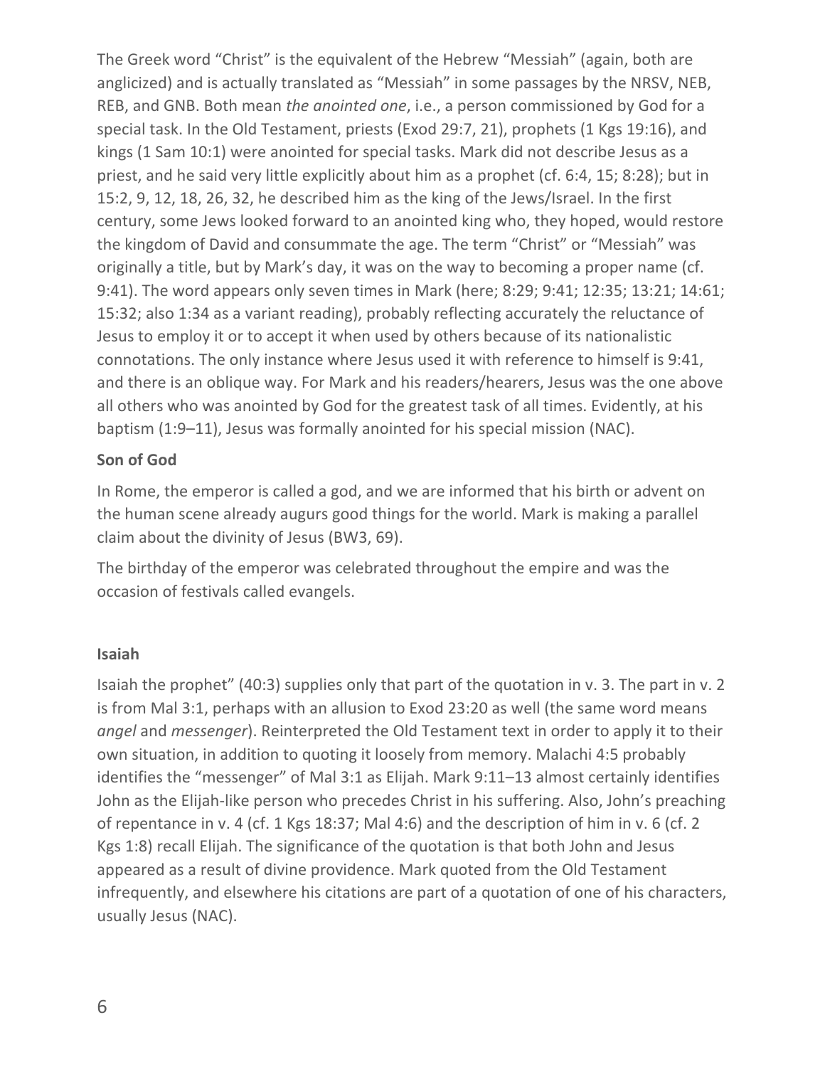The Greek word "Christ" is the equivalent of the Hebrew "Messiah" (again, both are anglicized) and is actually translated as "Messiah" in some passages by the NRSV, NEB, REB, and GNB. Both mean *the anointed one*, i.e., a person commissioned by God for a special task. In the Old Testament, priests (Exod 29:7, 21), prophets (1 Kgs 19:16), and kings (1 Sam 10:1) were anointed for special tasks. Mark did not describe Jesus as a priest, and he said very little explicitly about him as a prophet (cf. 6:4, 15; 8:28); but in 15:2, 9, 12, 18, 26, 32, he described him as the king of the Jews/Israel. In the first century, some Jews looked forward to an anointed king who, they hoped, would restore the kingdom of David and consummate the age. The term "Christ" or "Messiah" was originally a title, but by Mark's day, it was on the way to becoming a proper name (cf. 9:41). The word appears only seven times in Mark (here; 8:29; 9:41; 12:35; 13:21; 14:61; 15:32; also 1:34 as a variant reading), probably reflecting accurately the reluctance of Jesus to employ it or to accept it when used by others because of its nationalistic connotations. The only instance where Jesus used it with reference to himself is 9:41, and there is an oblique way. For Mark and his readers/hearers, Jesus was the one above all others who was anointed by God for the greatest task of all times. Evidently, at his baptism (1:9–11), Jesus was formally anointed for his special mission (NAC).

**Son of God**

In Rome, the emperor is called a god, and we are informed that his birth or advent on the human scene already augurs good things for the world. Mark is making a parallel claim about the divinity of Jesus (BW3, 69).

The birthday of the emperor was celebrated throughout the empire and was the occasion of festivals called evangels.

**Isaiah**

Isaiah the prophet" (40:3) supplies only that part of the quotation in v. 3. The part in v. 2 is from Mal 3:1, perhaps with an allusion to Exod 23:20 as well (the same word means *angel* and *messenger*). Reinterpreted the Old Testament text in order to apply it to their own situation, in addition to quoting it loosely from memory. Malachi 4:5 probably identifies the "messenger" of Mal 3:1 as Elijah. Mark 9:11–13 almost certainly identifies John as the Elijah-like person who precedes Christ in his suffering. Also, John's preaching of repentance in v. 4 (cf. 1 Kgs 18:37; Mal 4:6) and the description of him in v. 6 (cf. 2 Kgs 1:8) recall Elijah. The significance of the quotation is that both John and Jesus appeared as a result of divine providence. Mark quoted from the Old Testament infrequently, and elsewhere his citations are part of a quotation of one of his characters, usually Jesus (NAC).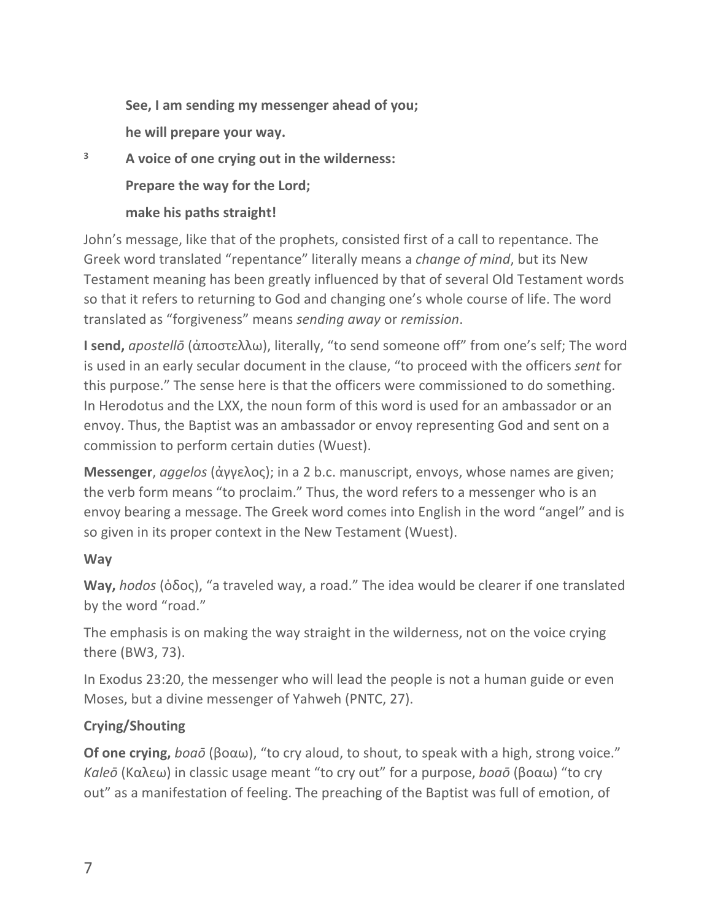**See, I am sending my messenger ahead of you;**

**he will prepare your way.**

³ **A voice of one crying out in the wilderness:**

**Prepare the way for the Lord;**

**make his paths straight!**

John's message, like that of the prophets, consisted first of a call to repentance. The Greek word translated "repentance" literally means a *change of mind*, but its New Testament meaning has been greatly influenced by that of several Old Testament words so that it refers to returning to God and changing one's whole course of life. The word translated as "forgiveness" means *sending away* or *remission*.

**I send,** *apostellō* (ἀποστελλω), literally, "to send someone off" from one's self; The word is used in an early secular document in the clause, "to proceed with the officers *sent* for this purpose." The sense here is that the officers were commissioned to do something. In Herodotus and the LXX, the noun form of this word is used for an ambassador or an envoy. Thus, the Baptist was an ambassador or envoy representing God and sent on a commission to perform certain duties (Wuest).

**Messenger**, *aggelos* (ἀγγελος); in a 2 b.c. manuscript, envoys, whose names are given; the verb form means "to proclaim." Thus, the word refers to a messenger who is an envoy bearing a message. The Greek word comes into English in the word "angel" and is so given in its proper context in the New Testament (Wuest).

**Way**

**Way,** *hodos* (ὁδος), "a traveled way, a road." The idea would be clearer if one translated by the word "road."

The emphasis is on making the way straight in the wilderness, not on the voice crying there (BW3, 73).

In Exodus 23:20, the messenger who will lead the people is not a human guide or even Moses, but a divine messenger of Yahweh (PNTC, 27).

**Crying/Shouting**

**Of one crying,** *boaō* (βοαω), "to cry aloud, to shout, to speak with a high, strong voice." *Kaleō* (Καλεω) in classic usage meant "to cry out" for a purpose, *boaō* (βοαω) "to cry out" as a manifestation of feeling. The preaching of the Baptist was full of emotion, of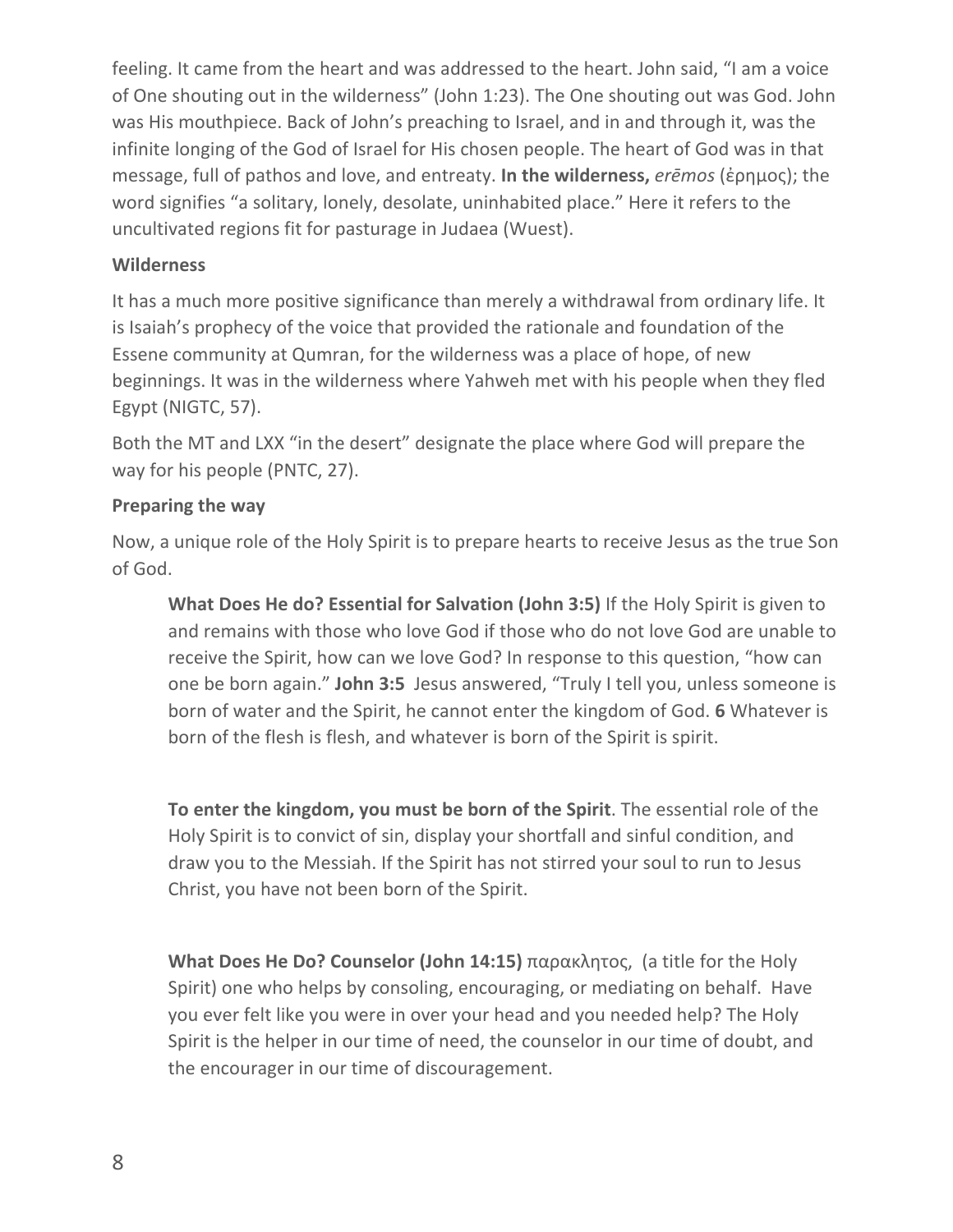feeling. It came from the heart and was addressed to the heart. John said, "I am a voice of One shouting out in the wilderness" (John 1:23). The One shouting out was God. John was His mouthpiece. Back of John's preaching to Israel, and in and through it, was the infinite longing of the God of Israel for His chosen people. The heart of God was in that message, full of pathos and love, and entreaty. **In the wilderness,** *erēmos* (ἐρημος); the word signifies "a solitary, lonely, desolate, uninhabited place." Here it refers to the uncultivated regions fit for pasturage in Judaea (Wuest).

**Wilderness**

It has a much more positive significance than merely a withdrawal from ordinary life. It is Isaiah's prophecy of the voice that provided the rationale and foundation of the Essene community at Qumran, for the wilderness was a place of hope, of new beginnings. It was in the wilderness where Yahweh met with his people when they fled Egypt (NIGTC, 57).

Both the MT and LXX "in the desert" designate the place where God will prepare the way for his people (PNTC, 27).

**Preparing the way**

Now, a unique role of the Holy Spirit is to prepare hearts to receive Jesus as the true Son of God.

> **What Does He do? Essential for Salvation (John 3:5)** If the Holy Spirit is given to and remains with those who love God if those who do not love God are unable to receive the Spirit, how can we love God? In response to this question, "how can one be born again." **John 3:5** Jesus answered, "Truly I tell you, unless someone is born of water and the Spirit, he cannot enter the kingdom of God. **6** Whatever is born of the flesh is flesh, and whatever is born of the Spirit is spirit.
>
> **To enter the kingdom, you must be born of the Spirit**. The essential role of the Holy Spirit is to convict of sin, display your shortfall and sinful condition, and draw you to the Messiah. If the Spirit has not stirred your soul to run to Jesus Christ, you have not been born of the Spirit.
>
> **What Does He Do? Counselor (John 14:15)** παρακλητος, (a title for the Holy Spirit) one who helps by consoling, encouraging, or mediating on behalf. Have you ever felt like you were in over your head and you needed help? The Holy Spirit is the helper in our time of need, the counselor in our time of doubt, and the encourager in our time of discouragement.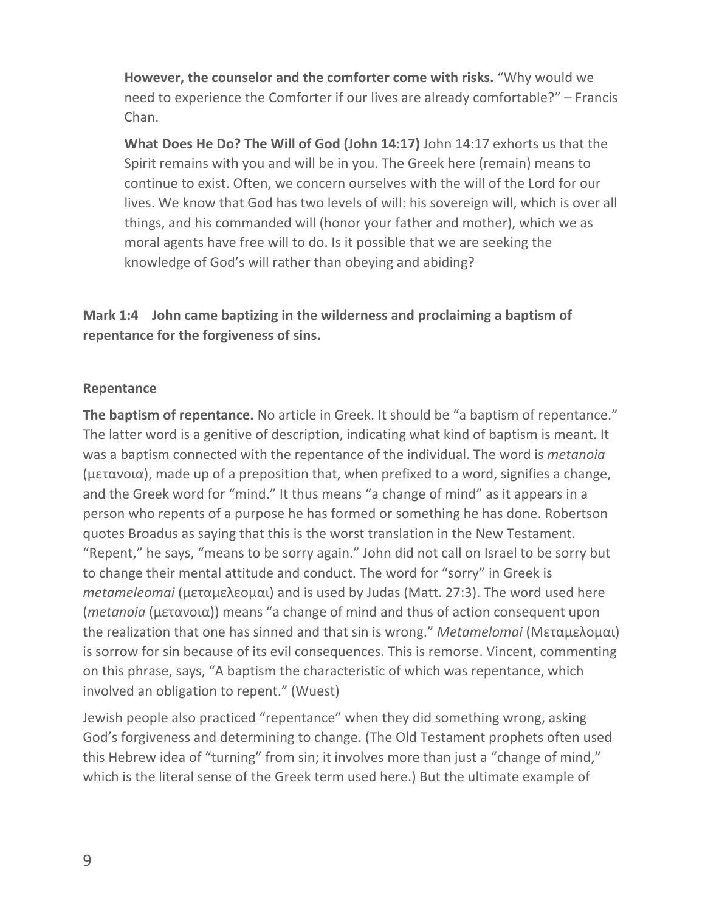**However, the counselor and the comforter come with risks.** "Why would we need to experience the Comforter if our lives are already comfortable?" – Francis Chan.

**What Does He Do? The Will of God (John 14:17)** John 14:17 exhorts us that the Spirit remains with you and will be in you. The Greek here (remain) means to continue to exist. Often, we concern ourselves with the will of the Lord for our lives. We know that God has two levels of will: his sovereign will, which is over all things, and his commanded will (honor your father and mother), which we as moral agents have free will to do. Is it possible that we are seeking the knowledge of God's will rather than obeying and abiding?

**Mark 1:4 John came baptizing in the wilderness and proclaiming a baptism of repentance for the forgiveness of sins.**

**Repentance**

**The baptism of repentance.** No article in Greek. It should be "a baptism of repentance." The latter word is a genitive of description, indicating what kind of baptism is meant. It was a baptism connected with the repentance of the individual. The word is *metanoia* (μετανοια), made up of a preposition that, when prefixed to a word, signifies a change, and the Greek word for "mind." It thus means "a change of mind" as it appears in a person who repents of a purpose he has formed or something he has done. Robertson quotes Broadus as saying that this is the worst translation in the New Testament. "Repent," he says, "means to be sorry again." John did not call on Israel to be sorry but to change their mental attitude and conduct. The word for "sorry" in Greek is *metameleomai* (μεταμελεομαι) and is used by Judas (Matt. 27:3). The word used here (*metanoia* (μετανοια)) means "a change of mind and thus of action consequent upon the realization that one has sinned and that sin is wrong." *Metamelomai* (Μεταμελομαι) is sorrow for sin because of its evil consequences. This is remorse. Vincent, commenting on this phrase, says, "A baptism the characteristic of which was repentance, which involved an obligation to repent." (Wuest)

Jewish people also practiced "repentance" when they did something wrong, asking God's forgiveness and determining to change. (The Old Testament prophets often used this Hebrew idea of "turning" from sin; it involves more than just a "change of mind," which is the literal sense of the Greek term used here.) But the ultimate example of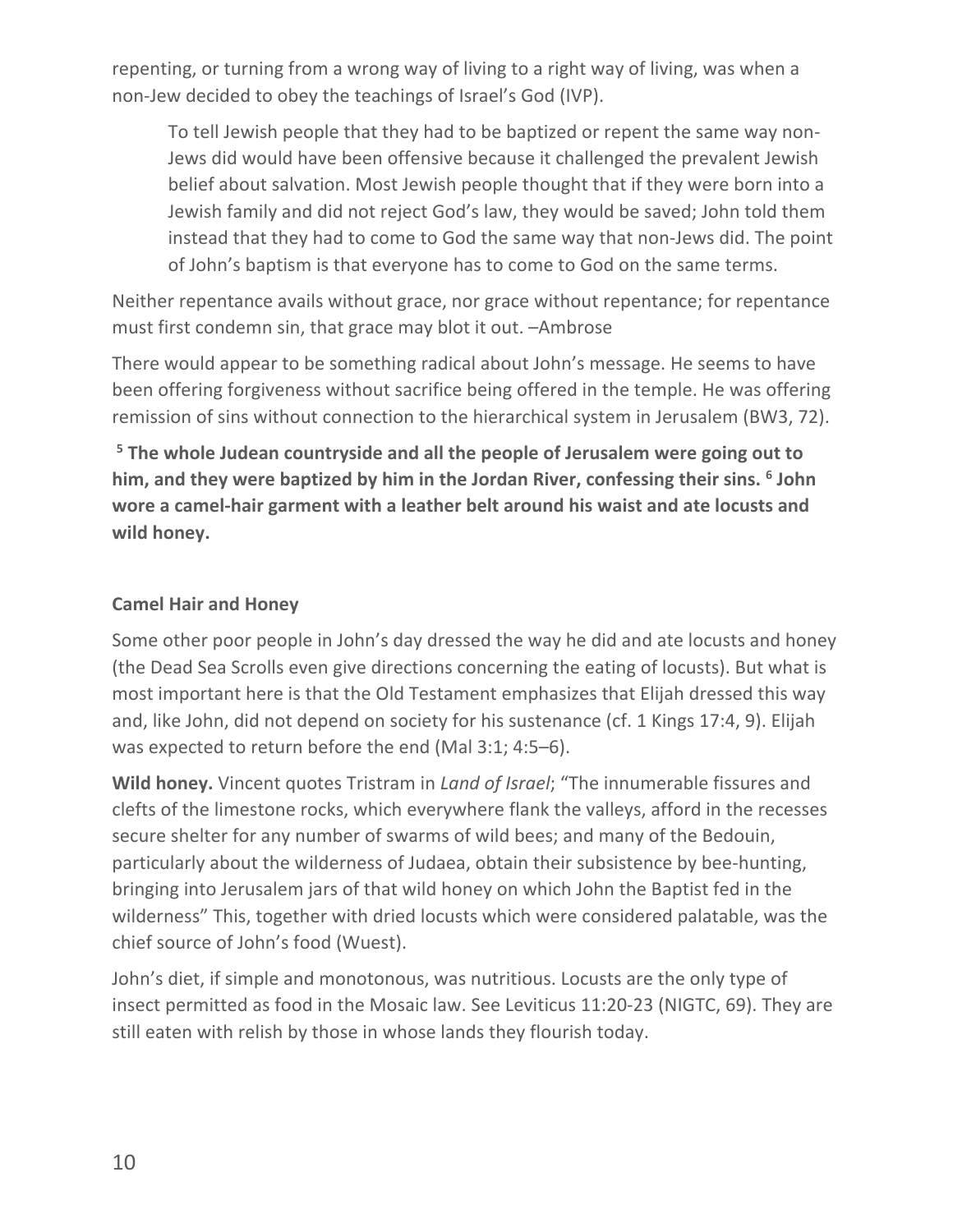repenting, or turning from a wrong way of living to a right way of living, was when a non-Jew decided to obey the teachings of Israel's God (IVP).

> To tell Jewish people that they had to be baptized or repent the same way non-Jews did would have been offensive because it challenged the prevalent Jewish belief about salvation. Most Jewish people thought that if they were born into a Jewish family and did not reject God's law, they would be saved; John told them instead that they had to come to God the same way that non-Jews did. The point of John's baptism is that everyone has to come to God on the same terms.

Neither repentance avails without grace, nor grace without repentance; for repentance must first condemn sin, that grace may blot it out. –Ambrose

There would appear to be something radical about John's message. He seems to have been offering forgiveness without sacrifice being offered in the temple. He was offering remission of sins without connection to the hierarchical system in Jerusalem (BW3, 72).

**[5] The whole Judean countryside and all the people of Jerusalem were going out to him, and they were baptized by him in the Jordan River, confessing their sins. [6] John wore a camel-hair garment with a leather belt around his waist and ate locusts and wild honey.**

**Camel Hair and Honey**

Some other poor people in John's day dressed the way he did and ate locusts and honey (the Dead Sea Scrolls even give directions concerning the eating of locusts). But what is most important here is that the Old Testament emphasizes that Elijah dressed this way and, like John, did not depend on society for his sustenance (cf. 1 Kings 17:4, 9). Elijah was expected to return before the end (Mal 3:1; 4:5–6).

**Wild honey.** Vincent quotes Tristram in *Land of Israel*; "The innumerable fissures and clefts of the limestone rocks, which everywhere flank the valleys, afford in the recesses secure shelter for any number of swarms of wild bees; and many of the Bedouin, particularly about the wilderness of Judaea, obtain their subsistence by bee-hunting, bringing into Jerusalem jars of that wild honey on which John the Baptist fed in the wilderness" This, together with dried locusts which were considered palatable, was the chief source of John's food (Wuest).

John's diet, if simple and monotonous, was nutritious. Locusts are the only type of insect permitted as food in the Mosaic law. See Leviticus 11:20-23 (NIGTC, 69). They are still eaten with relish by those in whose lands they flourish today.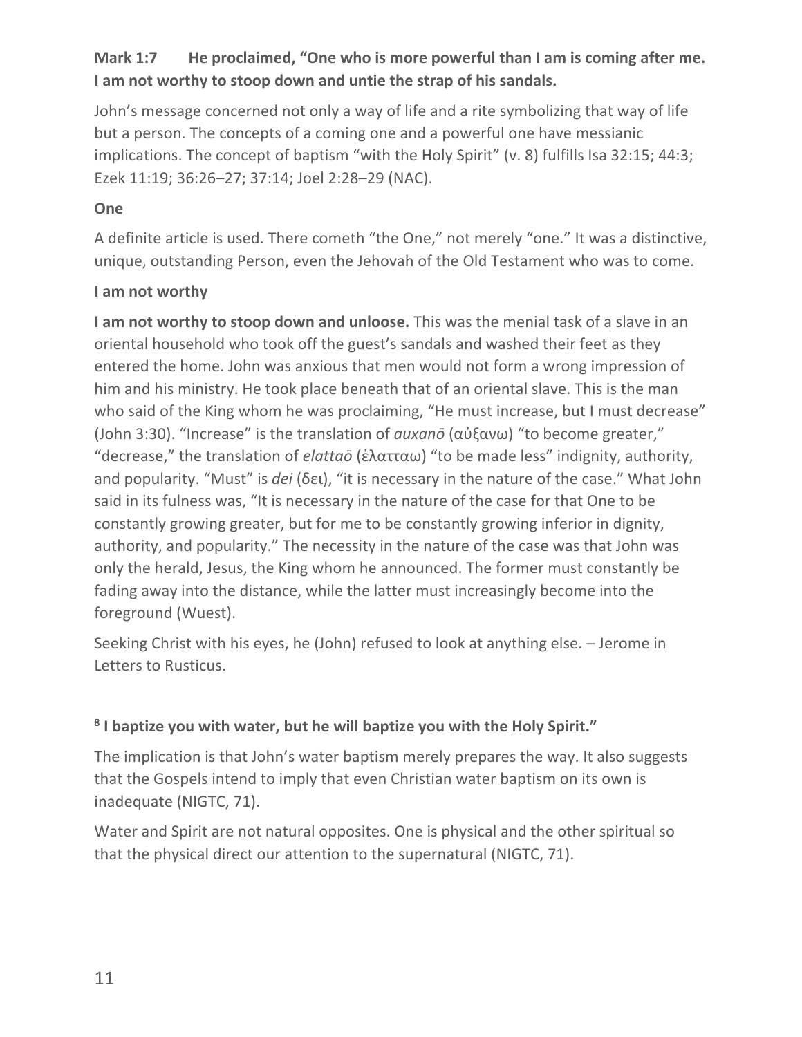**Mark 1:7 He proclaimed, "One who is more powerful than I am is coming after me. I am not worthy to stoop down and untie the strap of his sandals.**

John's message concerned not only a way of life and a rite symbolizing that way of life but a person. The concepts of a coming one and a powerful one have messianic implications. The concept of baptism "with the Holy Spirit" (v. 8) fulfills Isa 32:15; 44:3; Ezek 11:19; 36:26–27; 37:14; Joel 2:28–29 (NAC).

**One**

A definite article is used. There cometh "the One," not merely "one." It was a distinctive, unique, outstanding Person, even the Jehovah of the Old Testament who was to come.

**I am not worthy**

**I am not worthy to stoop down and unloose.** This was the menial task of a slave in an oriental household who took off the guest's sandals and washed their feet as they entered the home. John was anxious that men would not form a wrong impression of him and his ministry. He took place beneath that of an oriental slave. This is the man who said of the King whom he was proclaiming, "He must increase, but I must decrease" (John 3:30). "Increase" is the translation of *auxanō* (αὐξανω) "to become greater," "decrease," the translation of *elattaō* (ἐλατταω) "to be made less" indignity, authority, and popularity. "Must" is *dei* (δει), "it is necessary in the nature of the case." What John said in its fulness was, "It is necessary in the nature of the case for that One to be constantly growing greater, but for me to be constantly growing inferior in dignity, authority, and popularity." The necessity in the nature of the case was that John was only the herald, Jesus, the King whom he announced. The former must constantly be fading away into the distance, while the latter must increasingly become into the foreground (Wuest).

Seeking Christ with his eyes, he (John) refused to look at anything else. – Jerome in Letters to Rusticus.

**[8] I baptize you with water, but he will baptize you with the Holy Spirit."**

The implication is that John's water baptism merely prepares the way. It also suggests that the Gospels intend to imply that even Christian water baptism on its own is inadequate (NIGTC, 71).

Water and Spirit are not natural opposites. One is physical and the other spiritual so that the physical direct our attention to the supernatural (NIGTC, 71).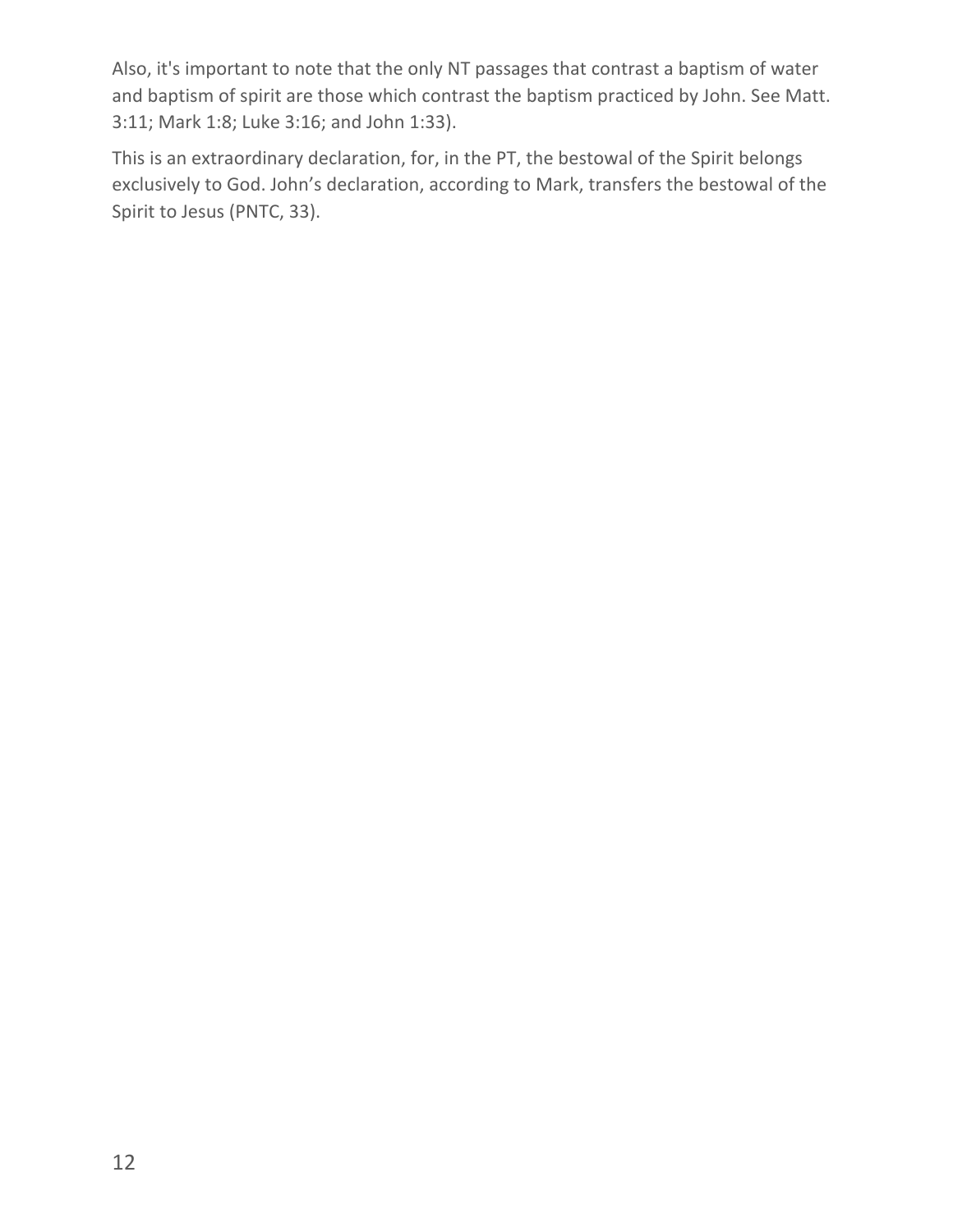Also, it's important to note that the only NT passages that contrast a baptism of water and baptism of spirit are those which contrast the baptism practiced by John. See Matt. 3:11; Mark 1:8; Luke 3:16; and John 1:33).

This is an extraordinary declaration, for, in the PT, the bestowal of the Spirit belongs exclusively to God. John's declaration, according to Mark, transfers the bestowal of the Spirit to Jesus (PNTC, 33).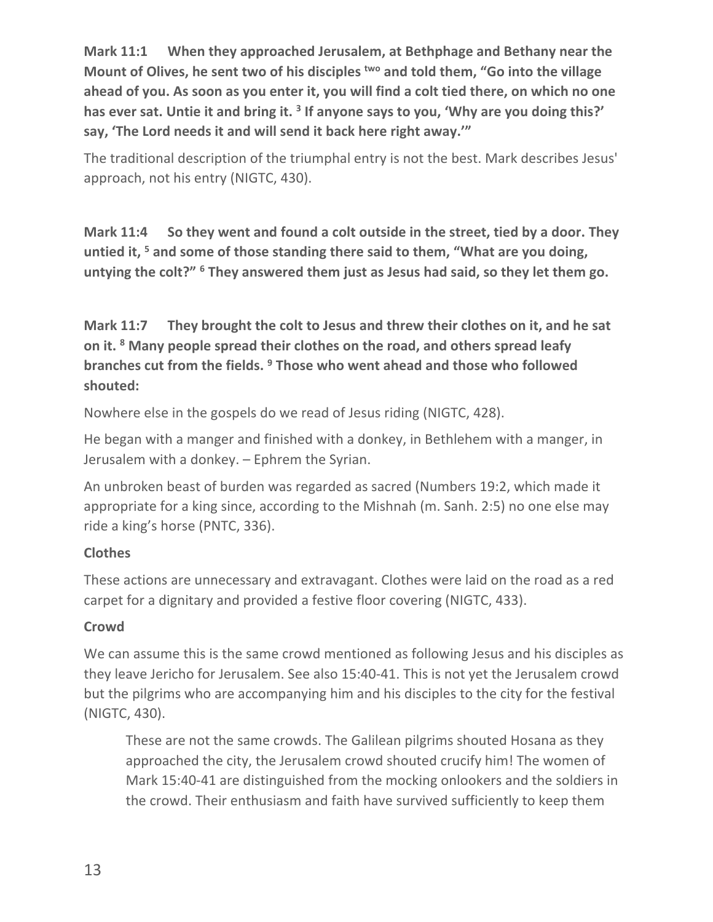**Mark 11:1 When they approached Jerusalem, at Bethphage and Bethany near the Mount of Olives, he sent two of his disciples [two] and told them, "Go into the village ahead of you. As soon as you enter it, you will find a colt tied there, on which no one has ever sat. Untie it and bring it. [3] If anyone says to you, 'Why are you doing this?' say, 'The Lord needs it and will send it back here right away.'"**

The traditional description of the triumphal entry is not the best. Mark describes Jesus' approach, not his entry (NIGTC, 430).

**Mark 11:4 So they went and found a colt outside in the street, tied by a door. They untied it, [5] and some of those standing there said to them, "What are you doing, untying the colt?" [6] They answered them just as Jesus had said, so they let them go.**

**Mark 11:7 They brought the colt to Jesus and threw their clothes on it, and he sat on it. [8] Many people spread their clothes on the road, and others spread leafy branches cut from the fields. [9] Those who went ahead and those who followed shouted:**

Nowhere else in the gospels do we read of Jesus riding (NIGTC, 428).

He began with a manger and finished with a donkey, in Bethlehem with a manger, in Jerusalem with a donkey. – Ephrem the Syrian.

An unbroken beast of burden was regarded as sacred (Numbers 19:2, which made it appropriate for a king since, according to the Mishnah (m. Sanh. 2:5) no one else may ride a king's horse (PNTC, 336).

**Clothes**

These actions are unnecessary and extravagant. Clothes were laid on the road as a red carpet for a dignitary and provided a festive floor covering (NIGTC, 433).

**Crowd**

We can assume this is the same crowd mentioned as following Jesus and his disciples as they leave Jericho for Jerusalem. See also 15:40-41. This is not yet the Jerusalem crowd but the pilgrims who are accompanying him and his disciples to the city for the festival (NIGTC, 430).

> These are not the same crowds. The Galilean pilgrims shouted Hosana as they approached the city, the Jerusalem crowd shouted crucify him! The women of Mark 15:40-41 are distinguished from the mocking onlookers and the soldiers in the crowd. Their enthusiasm and faith have survived sufficiently to keep them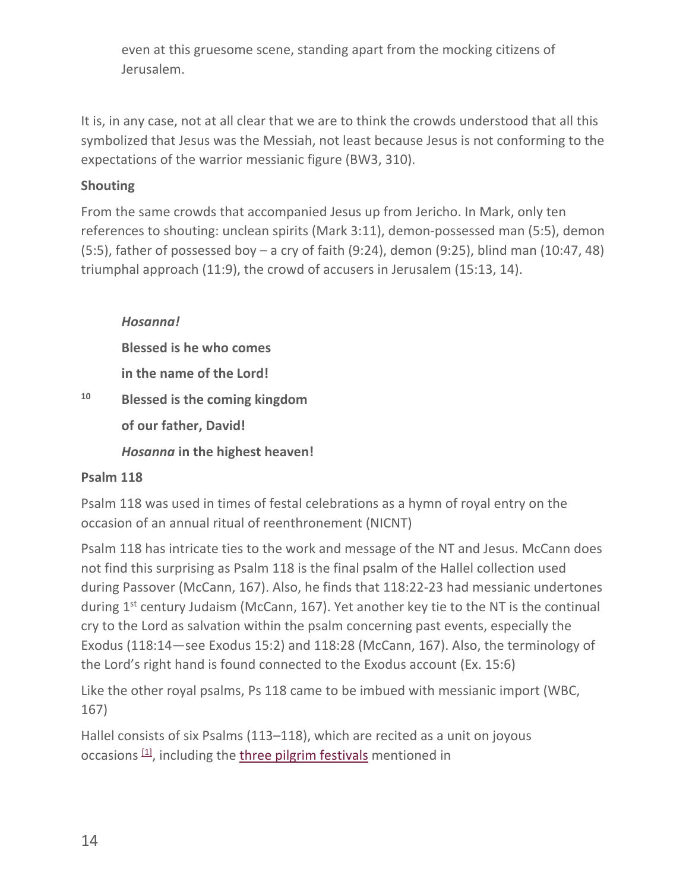even at this gruesome scene, standing apart from the mocking citizens of Jerusalem.

It is, in any case, not at all clear that we are to think the crowds understood that all this symbolized that Jesus was the Messiah, not least because Jesus is not conforming to the expectations of the warrior messianic figure (BW3, 310).

**Shouting**

From the same crowds that accompanied Jesus up from Jericho. In Mark, only ten references to shouting: unclean spirits (Mark 3:11), demon-possessed man (5:5), demon (5:5), father of possessed boy – a cry of faith (9:24), demon (9:25), blind man (10:47, 48) triumphal approach (11:9), the crowd of accusers in Jerusalem (15:13, 14).

> ***Hosanna!***
>
> **Blessed is he who comes**
>
> **in the name of the Lord!**
>
> [10] **Blessed is the coming kingdom**
>
> **of our father, David!**
>
> ***Hosanna* in the highest heaven!**

**Psalm 118**

Psalm 118 was used in times of festal celebrations as a hymn of royal entry on the occasion of an annual ritual of reenthronement (NICNT)

Psalm 118 has intricate ties to the work and message of the NT and Jesus. McCann does not find this surprising as Psalm 118 is the final psalm of the Hallel collection used during Passover (McCann, 167). Also, he finds that 118:22-23 had messianic undertones during 1st century Judaism (McCann, 167). Yet another key tie to the NT is the continual cry to the Lord as salvation within the psalm concerning past events, especially the Exodus (118:14—see Exodus 15:2) and 118:28 (McCann, 167). Also, the terminology of the Lord's right hand is found connected to the Exodus account (Ex. 15:6)

Like the other royal psalms, Ps 118 came to be imbued with messianic import (WBC, 167)

Hallel consists of six Psalms (113–118), which are recited as a unit on joyous occasions [1], including the three pilgrim festivals mentioned in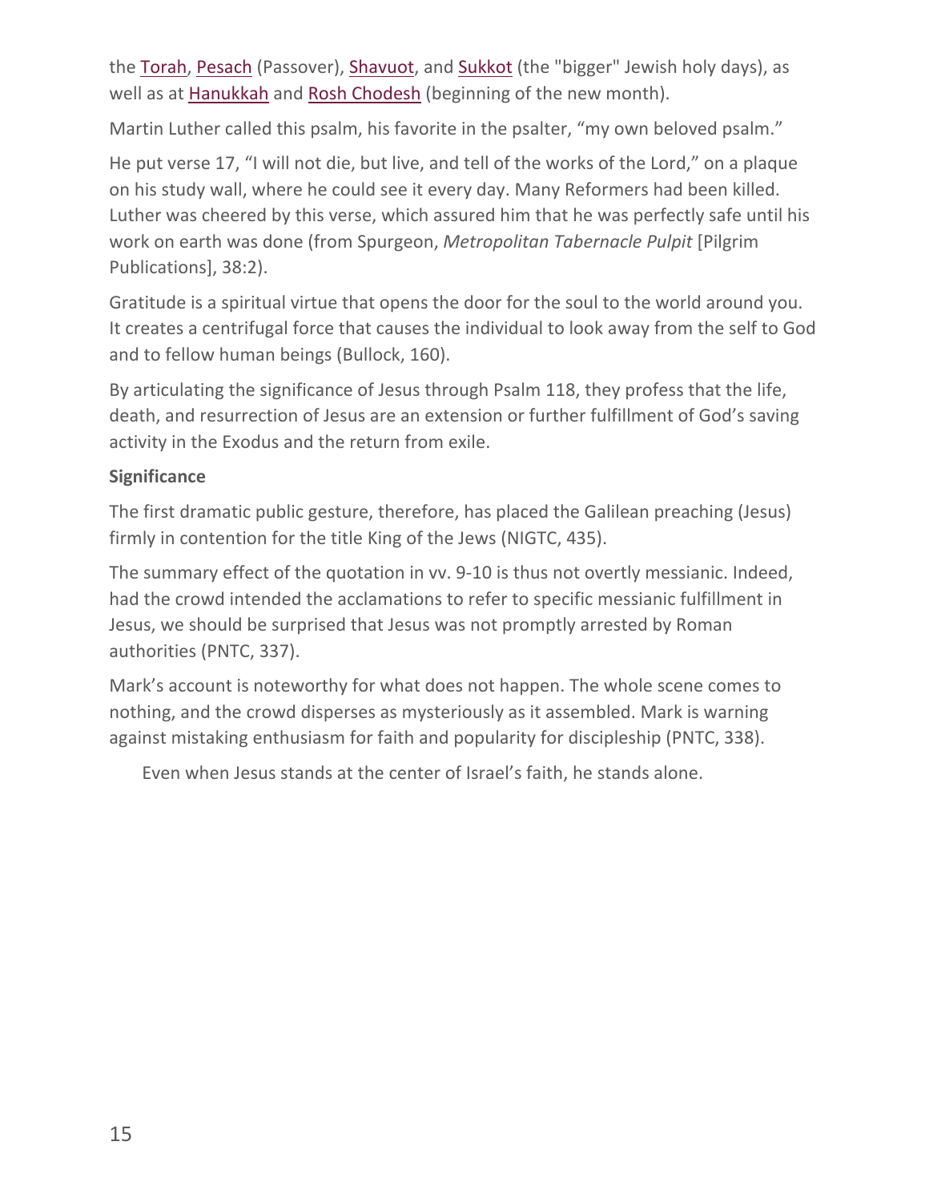the Torah, Pesach (Passover), Shavuot, and Sukkot (the "bigger" Jewish holy days), as well as at Hanukkah and Rosh Chodesh (beginning of the new month).

Martin Luther called this psalm, his favorite in the psalter, “my own beloved psalm.”

He put verse 17, “I will not die, but live, and tell of the works of the Lord,” on a plaque on his study wall, where he could see it every day. Many Reformers had been killed. Luther was cheered by this verse, which assured him that he was perfectly safe until his work on earth was done (from Spurgeon, *Metropolitan Tabernacle Pulpit* [Pilgrim Publications], 38:2).

Gratitude is a spiritual virtue that opens the door for the soul to the world around you. It creates a centrifugal force that causes the individual to look away from the self to God and to fellow human beings (Bullock, 160).

By articulating the significance of Jesus through Psalm 118, they profess that the life, death, and resurrection of Jesus are an extension or further fulfillment of God’s saving activity in the Exodus and the return from exile.

**Significance**

The first dramatic public gesture, therefore, has placed the Galilean preaching (Jesus) firmly in contention for the title King of the Jews (NIGTC, 435).

The summary effect of the quotation in vv. 9-10 is thus not overtly messianic. Indeed, had the crowd intended the acclamations to refer to specific messianic fulfillment in Jesus, we should be surprised that Jesus was not promptly arrested by Roman authorities (PNTC, 337).

Mark’s account is noteworthy for what does not happen. The whole scene comes to nothing, and the crowd disperses as mysteriously as it assembled. Mark is warning against mistaking enthusiasm for faith and popularity for discipleship (PNTC, 338).

Even when Jesus stands at the center of Israel’s faith, he stands alone.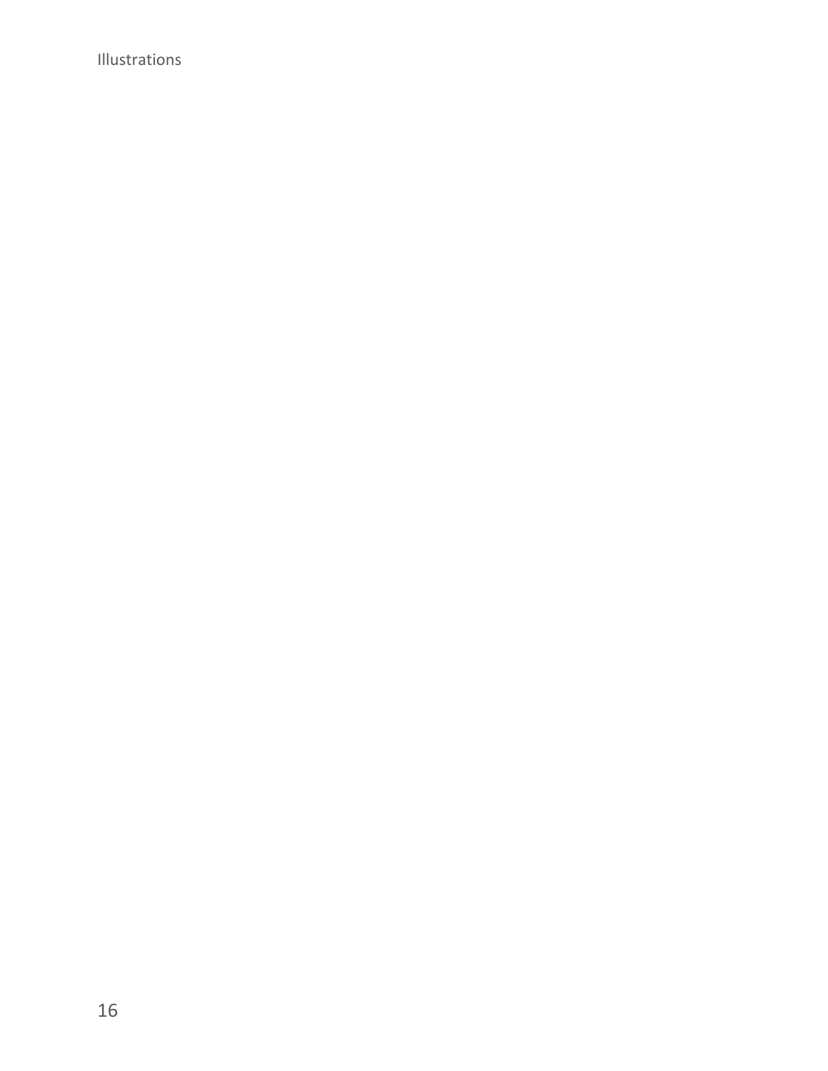Illustrations